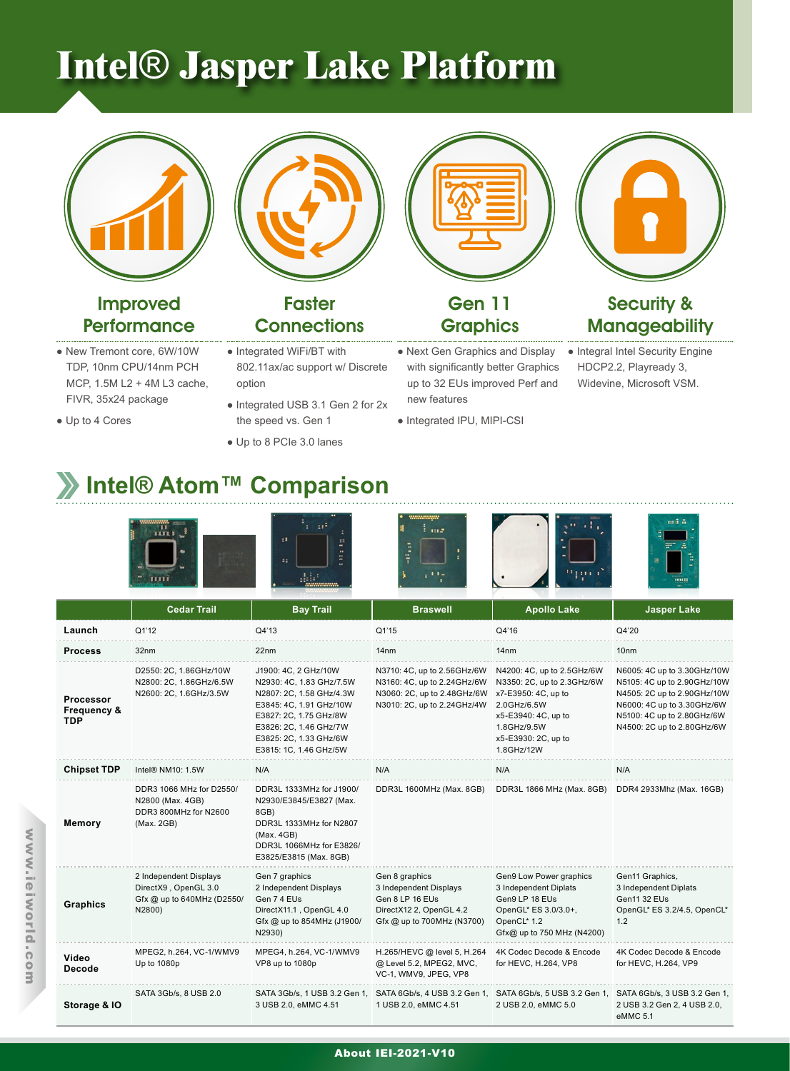# Intel® Jasper Lake Platform

### Improved Performance

- New Tremont core, 6W/10W TDP, 10nm CPU/14nm PCH MCP, 1.5M L2 + 4M L3 cache, FIVR, 35x24 package
- Up to 4 Cores

### Faster Connections

- Integrated WiFi/BT with 802.11ax/ac support w/ Discrete option
- Integrated USB 3.1 Gen 2 for 2x the speed vs. Gen 1
- Up to 8 PCIe 3.0 lanes

### Gen 11 Graphics

- Next Gen Graphics and Display with significantly better Graphics up to 32 EUs improved Perf and new features
- Integrated IPU, MIPI-CSI

### Security & Manageability

- Integral Intel Security Engine HDCP2.2, Playready 3, Widevine, Microsoft VSM.

## Intel® Atom™ Comparison

| | Cedar Trail | Bay Trail | Braswell | Apollo Lake | Jasper Lake |
|---|---|---|---|---|---|
| **Launch** | Q1'12 | Q4'13 | Q1'15 | Q4'16 | Q4'20 |
| **Process** | 32nm | 22nm | 14nm | 14nm | 10nm |
| **Processor Frequency & TDP** | D2550: 2C, 1.86GHz/10W<br>N2800: 2C, 1.86GHz/6.5W<br>N2600: 2C, 1.6GHz/3.5W | J1900: 4C, 2 GHz/10W<br>N2930: 4C, 1.83 GHz/7.5W<br>N2807: 2C, 1.58 GHz/4.3W<br>E3845: 4C, 1.91 GHz/10W<br>E3827: 2C, 1.75 GHz/8W<br>E3826: 2C, 1.46 GHz/7W<br>E3825: 2C, 1.33 GHz/6W<br>E3815: 1C, 1.46 GHz/5W | N3710: 4C, up to 2.56GHz/6W<br>N3160: 4C, up to 2.24GHz/6W<br>N3060: 2C, up to 2.48GHz/6W<br>N3010: 2C, up to 2.24GHz/4W | N4200: 4C, up to 2.5GHz/6W<br>N3350: 2C, up to 2.3GHz/6W<br>x7-E3950: 4C, up to 2.0GHz/6.5W<br>x5-E3940: 4C, up to 1.8GHz/9.5W<br>x5-E3930: 2C, up to 1.8GHz/12W | N6005: 4C up to 3.30GHz/10W<br>N5105: 4C up to 2.90GHz/10W<br>N4505: 2C up to 2.90GHz/10W<br>N6000: 4C up to 3.30GHz/6W<br>N5100: 4C up to 2.80GHz/6W<br>N4500: 2C up to 2.80GHz/6W |
| **Chipset TDP** | Intel® NM10: 1.5W | N/A | N/A | N/A | N/A |
| **Memory** | DDR3 1066 MHz for D2550/ N2800 (Max. 4GB)<br>DDR3 800MHz for N2600 (Max. 2GB) | DDR3L 1333MHz for J1900/ N2930/E3845/E3827 (Max. 8GB)<br>DDR3L 1333MHz for N2807 (Max. 4GB)<br>DDR3L 1066MHz for E3826/ E3825/E3815 (Max. 8GB) | DDR3L 1600MHz (Max. 8GB) | DDR3L 1866 MHz (Max. 8GB) | DDR4 2933Mhz (Max. 16GB) |
| **Graphics** | 2 Independent Displays<br>DirectX9 , OpenGL 3.0<br>Gfx @ up to 640MHz (D2550/ N2800) | Gen 7 graphics<br>2 Independent Displays<br>Gen 7 4 EUs<br>DirectX11.1 , OpenGL 4.0<br>Gfx @ up to 854MHz (J1900/ N2930) | Gen 8 graphics<br>3 Independent Displays<br>Gen 8 LP 16 EUs<br>DirectX12 2, OpenGL 4.2<br>Gfx @ up to 700MHz (N3700) | Gen9 Low Power graphics<br>3 Independent Diplats<br>Gen9 LP 18 EUs<br>OpenGL* ES 3.0/3.0+, OpenCL* 1.2<br>Gfx@ up to 750 MHz (N4200) | Gen11 Graphics,<br>3 Independent Diplats<br>Gen11 32 EUs<br>OpenGL* ES 3.2/4.5, OpenCL* 1.2 |
| **Video Decode** | MPEG2, h.264, VC-1/WMV9 Up to 1080p | MPEG4, h.264, VC-1/WMV9 VP8 up to 1080p | H.265/HEVC @ level 5, H.264 @ Level 5.2, MPEG2, MVC, VC-1, WMV9, JPEG, VP8 | 4K Codec Decode & Encode for HEVC, H.264, VP8 | 4K Codec Decode & Encode for HEVC, H.264, VP9 |
| **Storage & IO** | SATA 3Gb/s, 8 USB 2.0 | SATA 3Gb/s, 1 USB 3.2 Gen 1, 3 USB 2.0, eMMC 4.51 | SATA 6Gb/s, 4 USB 3.2 Gen 1, 1 USB 2.0, eMMC 4.51 | SATA 6Gb/s, 5 USB 3.2 Gen 1, 2 USB 2.0, eMMC 5.0 | SATA 6Gb/s, 3 USB 3.2 Gen 1, 2 USB 3.2 Gen 2, 4 USB 2.0, eMMC 5.1 |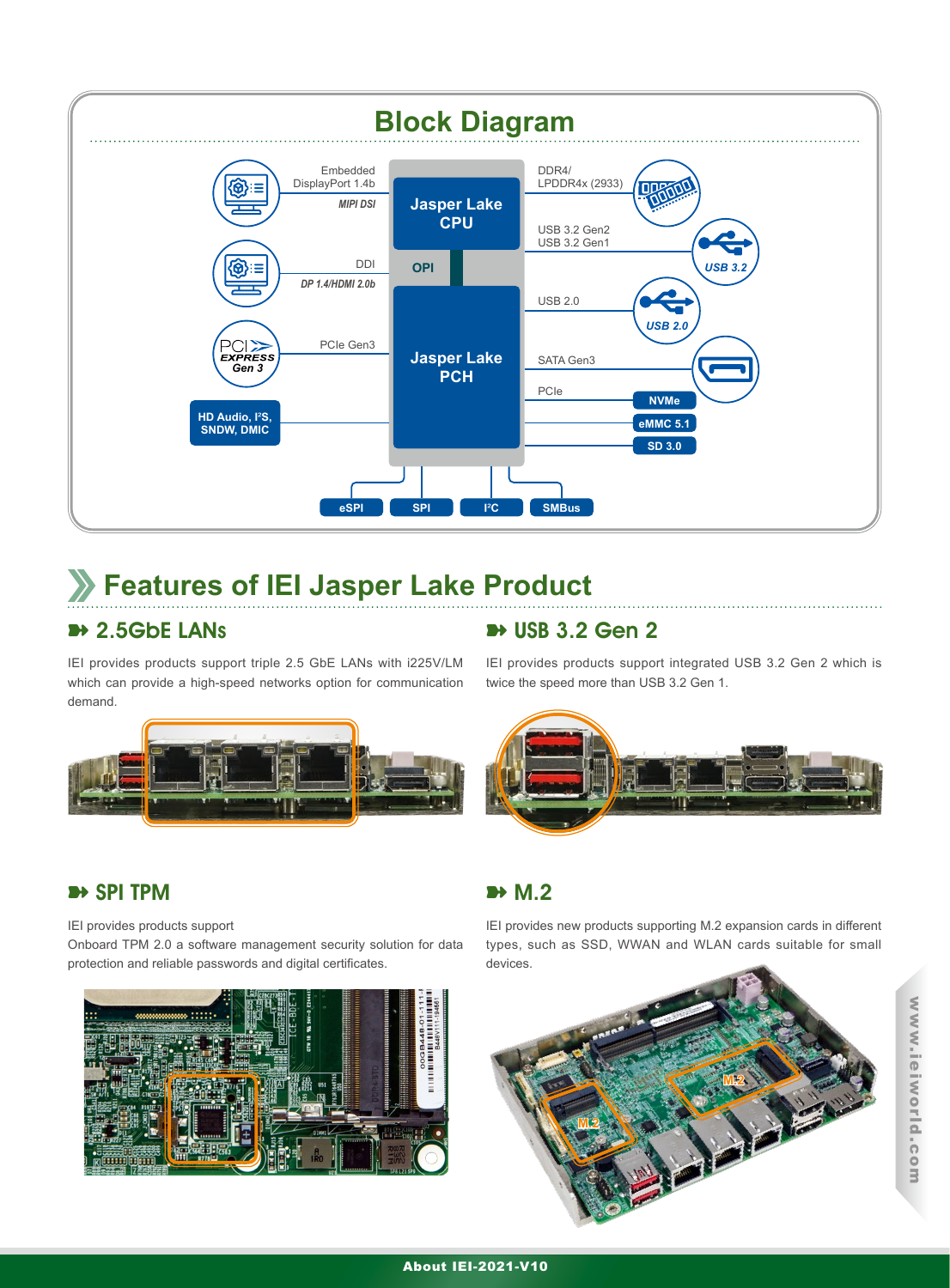## Block Diagram

Embedded DisplayPort 1.4b

*MIPI DSI*

DDI

*DP 1.4/HDMI 2.0b*

PCIe Gen3

PCI EXPRESS Gen 3

HD Audio, I²S, SNDW, DMIC

Jasper Lake CPU

OPI

Jasper Lake PCH

DDR4/ LPDDR4x (2933)

USB 3.2 Gen2

USB 3.2 Gen1

USB 3.2

USB 2.0

USB 2.0

SATA Gen3

PCIe

NVMe

eMMC 5.1

SD 3.0

eSPI

SPI

I²C

SMBus

# Features of IEI Jasper Lake Product

## 2.5GbE LANs

IEI provides products support triple 2.5 GbE LANs with i225V/LM which can provide a high-speed networks option for communication demand.

## USB 3.2 Gen 2

IEI provides products support integrated USB 3.2 Gen 2 which is twice the speed more than USB 3.2 Gen 1.

## SPI TPM

IEI provides products support

Onboard TPM 2.0 a software management security solution for data protection and reliable passwords and digital certificates.

## M.2

IEI provides new products supporting M.2 expansion cards in different types, such as SSD, WWAN and WLAN cards suitable for small devices.

M.2

M.2

www.ieiworld.com

About IEI-2021-V10